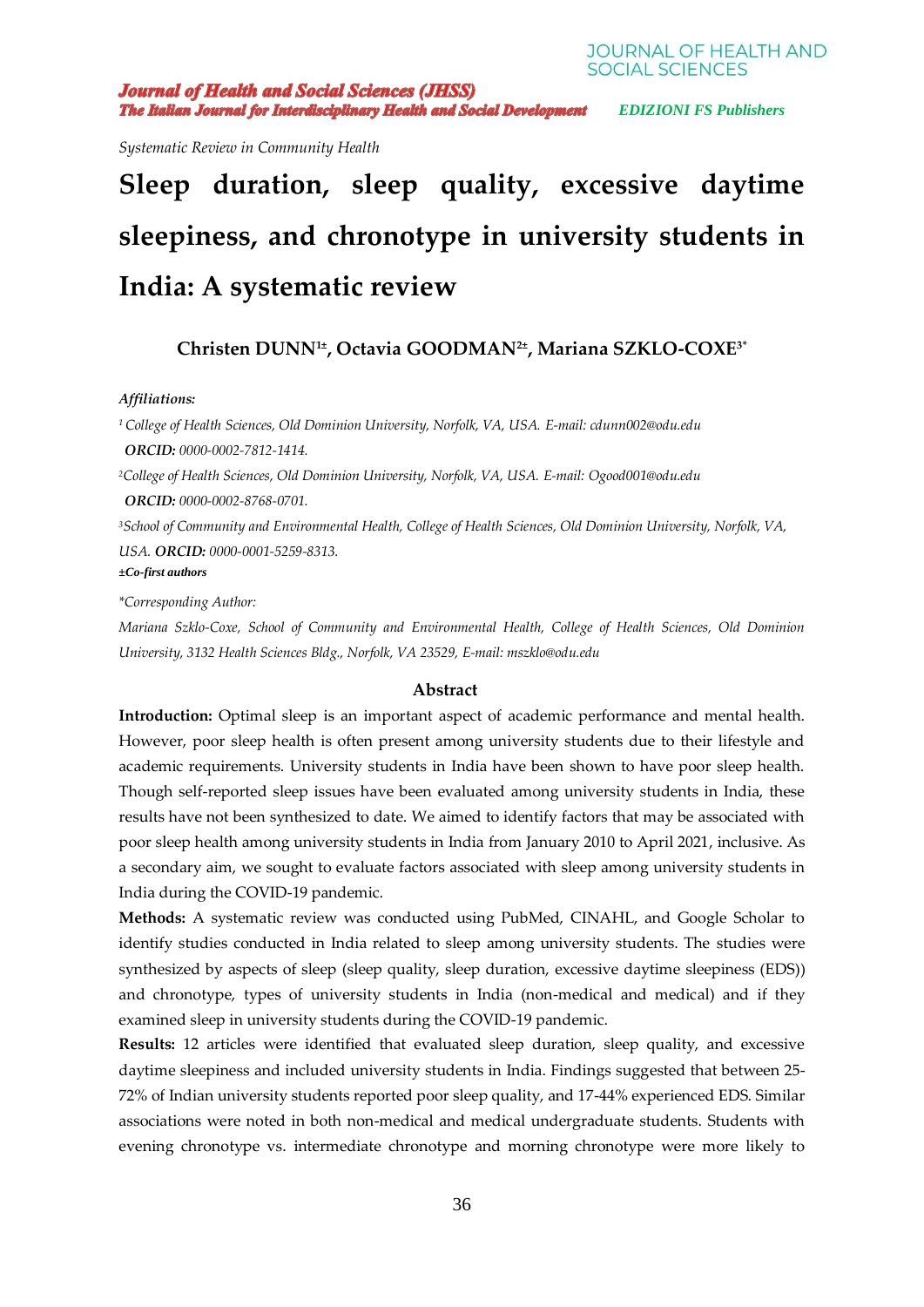Systematic Review in Community Health

# Sleep duration, sleep quality, excessive daytime sleepiness, and chronotype in university students in India: A systematic review

**Christen DUNN[1±], Octavia GOODMAN[2±], Mariana SZKLO-COXE[3*]**

***Affiliations:***

*[1] College of Health Sciences, Old Dominion University, Norfolk, VA, USA. E-mail: cdunn002@odu.edu*
***ORCID:*** *0000-0002-7812-1414.*

*[2]College of Health Sciences, Old Dominion University, Norfolk, VA, USA. E-mail: Ogood001@odu.edu*
***ORCID:*** *0000-0002-8768-0701.*

*[3]School of Community and Environmental Health, College of Health Sciences, Old Dominion University, Norfolk, VA, USA.* ***ORCID:*** *0000-0001-5259-8313.*

***±Co-first authors***

*\*Corresponding Author:*

*Mariana Szklo-Coxe, School of Community and Environmental Health, College of Health Sciences, Old Dominion University, 3132 Health Sciences Bldg., Norfolk, VA 23529, E-mail: mszklo@odu.edu*

## Abstract

**Introduction:** Optimal sleep is an important aspect of academic performance and mental health. However, poor sleep health is often present among university students due to their lifestyle and academic requirements. University students in India have been shown to have poor sleep health. Though self-reported sleep issues have been evaluated among university students in India, these results have not been synthesized to date. We aimed to identify factors that may be associated with poor sleep health among university students in India from January 2010 to April 2021, inclusive. As a secondary aim, we sought to evaluate factors associated with sleep among university students in India during the COVID-19 pandemic.

**Methods:** A systematic review was conducted using PubMed, CINAHL, and Google Scholar to identify studies conducted in India related to sleep among university students. The studies were synthesized by aspects of sleep (sleep quality, sleep duration, excessive daytime sleepiness (EDS)) and chronotype, types of university students in India (non-medical and medical) and if they examined sleep in university students during the COVID-19 pandemic.

**Results:** 12 articles were identified that evaluated sleep duration, sleep quality, and excessive daytime sleepiness and included university students in India. Findings suggested that between 25-72% of Indian university students reported poor sleep quality, and 17-44% experienced EDS. Similar associations were noted in both non-medical and medical undergraduate students. Students with evening chronotype vs. intermediate chronotype and morning chronotype were more likely to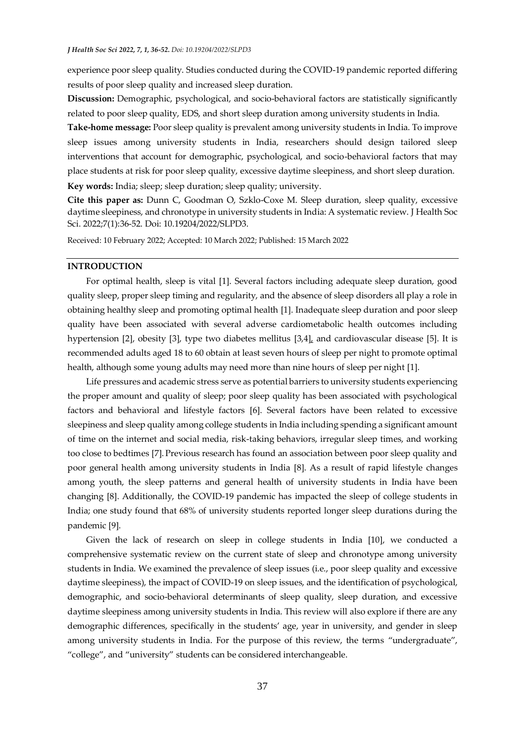experience poor sleep quality. Studies conducted during the COVID-19 pandemic reported differing results of poor sleep quality and increased sleep duration.

**Discussion:** Demographic, psychological, and socio-behavioral factors are statistically significantly related to poor sleep quality, EDS, and short sleep duration among university students in India.

**Take-home message:** Poor sleep quality is prevalent among university students in India. To improve sleep issues among university students in India, researchers should design tailored sleep interventions that account for demographic, psychological, and socio-behavioral factors that may place students at risk for poor sleep quality, excessive daytime sleepiness, and short sleep duration.

**Key words:** India; sleep; sleep duration; sleep quality; university.

**Cite this paper as:** Dunn C, Goodman O, Szklo-Coxe M. Sleep duration, sleep quality, excessive daytime sleepiness, and chronotype in university students in India: A systematic review. J Health Soc Sci. 2022;7(1):36-52. Doi: 10.19204/2022/SLPD3.

Received: 10 February 2022; Accepted: 10 March 2022; Published: 15 March 2022

## INTRODUCTION

For optimal health, sleep is vital [1]. Several factors including adequate sleep duration, good quality sleep, proper sleep timing and regularity, and the absence of sleep disorders all play a role in obtaining healthy sleep and promoting optimal health [1]. Inadequate sleep duration and poor sleep quality have been associated with several adverse cardiometabolic health outcomes including hypertension [2], obesity [3], type two diabetes mellitus [3,4], and cardiovascular disease [5]. It is recommended adults aged 18 to 60 obtain at least seven hours of sleep per night to promote optimal health, although some young adults may need more than nine hours of sleep per night [1].

Life pressures and academic stress serve as potential barriers to university students experiencing the proper amount and quality of sleep; poor sleep quality has been associated with psychological factors and behavioral and lifestyle factors [6]. Several factors have been related to excessive sleepiness and sleep quality among college students in India including spending a significant amount of time on the internet and social media, risk-taking behaviors, irregular sleep times, and working too close to bedtimes [7]. Previous research has found an association between poor sleep quality and poor general health among university students in India [8]. As a result of rapid lifestyle changes among youth, the sleep patterns and general health of university students in India have been changing [8]. Additionally, the COVID-19 pandemic has impacted the sleep of college students in India; one study found that 68% of university students reported longer sleep durations during the pandemic [9].

Given the lack of research on sleep in college students in India [10], we conducted a comprehensive systematic review on the current state of sleep and chronotype among university students in India. We examined the prevalence of sleep issues (i.e., poor sleep quality and excessive daytime sleepiness), the impact of COVID-19 on sleep issues, and the identification of psychological, demographic, and socio-behavioral determinants of sleep quality, sleep duration, and excessive daytime sleepiness among university students in India. This review will also explore if there are any demographic differences, specifically in the students' age, year in university, and gender in sleep among university students in India. For the purpose of this review, the terms "undergraduate", "college", and "university" students can be considered interchangeable.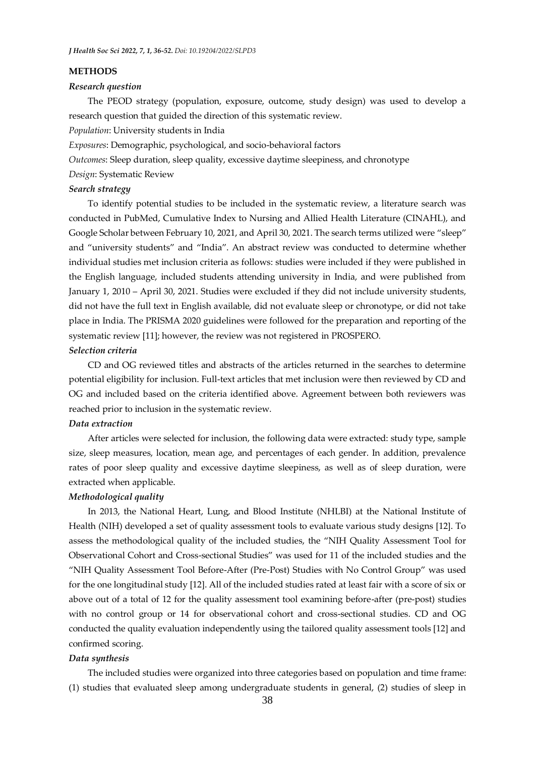## METHODS

### *Research question*

The PEOD strategy (population, exposure, outcome, study design) was used to develop a research question that guided the direction of this systematic review.

*Population*: University students in India

*Exposures*: Demographic, psychological, and socio-behavioral factors

*Outcomes*: Sleep duration, sleep quality, excessive daytime sleepiness, and chronotype

*Design*: Systematic Review

### *Search strategy*

To identify potential studies to be included in the systematic review, a literature search was conducted in PubMed, Cumulative Index to Nursing and Allied Health Literature (CINAHL), and Google Scholar between February 10, 2021, and April 30, 2021. The search terms utilized were "sleep" and "university students" and "India". An abstract review was conducted to determine whether individual studies met inclusion criteria as follows: studies were included if they were published in the English language, included students attending university in India, and were published from January 1, 2010 – April 30, 2021. Studies were excluded if they did not include university students, did not have the full text in English available, did not evaluate sleep or chronotype, or did not take place in India. The PRISMA 2020 guidelines were followed for the preparation and reporting of the systematic review [11]; however, the review was not registered in PROSPERO.

### *Selection criteria*

CD and OG reviewed titles and abstracts of the articles returned in the searches to determine potential eligibility for inclusion. Full-text articles that met inclusion were then reviewed by CD and OG and included based on the criteria identified above. Agreement between both reviewers was reached prior to inclusion in the systematic review.

### *Data extraction*

After articles were selected for inclusion, the following data were extracted: study type, sample size, sleep measures, location, mean age, and percentages of each gender. In addition, prevalence rates of poor sleep quality and excessive daytime sleepiness, as well as of sleep duration, were extracted when applicable.

### *Methodological quality*

In 2013, the National Heart, Lung, and Blood Institute (NHLBI) at the National Institute of Health (NIH) developed a set of quality assessment tools to evaluate various study designs [12]. To assess the methodological quality of the included studies, the "NIH Quality Assessment Tool for Observational Cohort and Cross-sectional Studies" was used for 11 of the included studies and the "NIH Quality Assessment Tool Before-After (Pre-Post) Studies with No Control Group" was used for the one longitudinal study [12]. All of the included studies rated at least fair with a score of six or above out of a total of 12 for the quality assessment tool examining before-after (pre-post) studies with no control group or 14 for observational cohort and cross-sectional studies. CD and OG conducted the quality evaluation independently using the tailored quality assessment tools [12] and confirmed scoring.

### *Data synthesis*

The included studies were organized into three categories based on population and time frame: (1) studies that evaluated sleep among undergraduate students in general, (2) studies of sleep in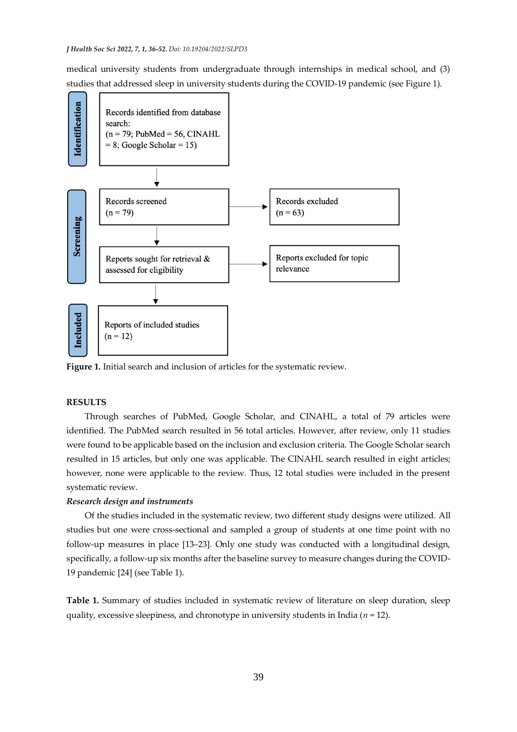medical university students from undergraduate through internships in medical school, and (3) studies that addressed sleep in university students during the COVID-19 pandemic (see Figure 1).

| Stage | Box | | Excluded |
| --- | --- | --- | --- |
| Identification | Records identified from database search: (n = 79; PubMed = 56, CINAHL = 8; Google Scholar = 15) | | |
| Screening | Records screened (n = 79) | → | Records excluded (n = 63) |
| | Reports sought for retrieval & assessed for eligibility | → | Reports excluded for topic relevance |
| Included | Reports of included studies (n = 12) | | |

**Figure 1.** Initial search and inclusion of articles for the systematic review.

## RESULTS

Through searches of PubMed, Google Scholar, and CINAHL, a total of 79 articles were identified. The PubMed search resulted in 56 total articles. However, after review, only 11 studies were found to be applicable based on the inclusion and exclusion criteria. The Google Scholar search resulted in 15 articles, but only one was applicable. The CINAHL search resulted in eight articles; however, none were applicable to the review. Thus, 12 total studies were included in the present systematic review.

### *Research design and instruments*

Of the studies included in the systematic review, two different study designs were utilized. All studies but one were cross-sectional and sampled a group of students at one time point with no follow-up measures in place [13–23]. Only one study was conducted with a longitudinal design, specifically, a follow-up six months after the baseline survey to measure changes during the COVID-19 pandemic [24] (see Table 1).

**Table 1.** Summary of studies included in systematic review of literature on sleep duration, sleep quality, excessive sleepiness, and chronotype in university students in India (*n* = 12).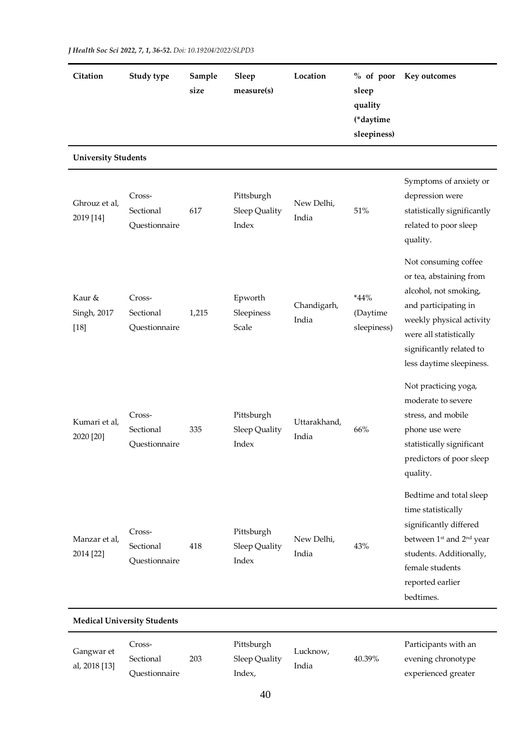| Citation | Study type | Sample size | Sleep measure(s) | Location | % of poor sleep quality (*daytime sleepiness) | Key outcomes |
|---|---|---|---|---|---|---|
| **University Students** | | | | | | |
| Ghrouz et al, 2019 [14] | Cross-Sectional Questionnaire | 617 | Pittsburgh Sleep Quality Index | New Delhi, India | 51% | Symptoms of anxiety or depression were statistically significantly related to poor sleep quality. |
| Kaur & Singh, 2017 [18] | Cross-Sectional Questionnaire | 1,215 | Epworth Sleepiness Scale | Chandigarh, India | *44% (Daytime sleepiness) | Not consuming coffee or tea, abstaining from alcohol, not smoking, and participating in weekly physical activity were all statistically significantly related to less daytime sleepiness. |
| Kumari et al, 2020 [20] | Cross-Sectional Questionnaire | 335 | Pittsburgh Sleep Quality Index | Uttarakhand, India | 66% | Not practicing yoga, moderate to severe stress, and mobile phone use were statistically significant predictors of poor sleep quality. |
| Manzar et al, 2014 [22] | Cross-Sectional Questionnaire | 418 | Pittsburgh Sleep Quality Index | New Delhi, India | 43% | Bedtime and total sleep time statistically significantly differed between 1st and 2nd year students. Additionally, female students reported earlier bedtimes. |
| **Medical University Students** | | | | | | |
| Gangwar et al, 2018 [13] | Cross-Sectional Questionnaire | 203 | Pittsburgh Sleep Quality Index, | Lucknow, India | 40.39% | Participants with an evening chronotype experienced greater |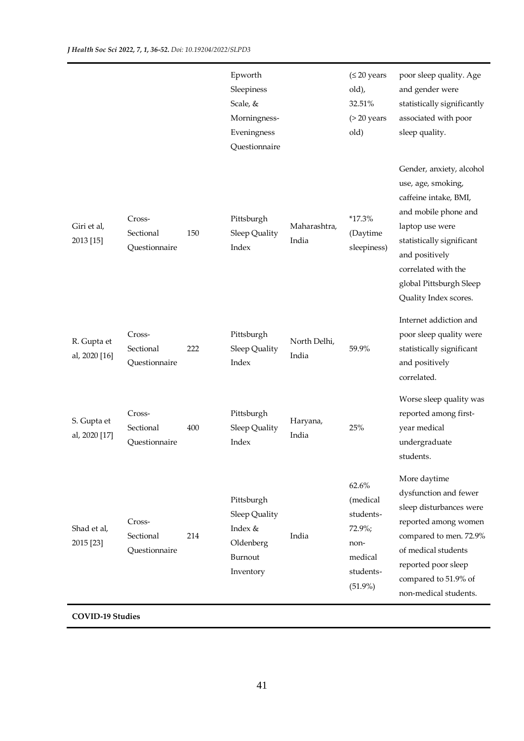| | | | Epworth Sleepiness Scale, & Morningness-Eveningness Questionnaire | | (≤ 20 years old), 32.51% (> 20 years old) | poor sleep quality. Age and gender were statistically significantly associated with poor sleep quality. |
|---|---|---|---|---|---|---|
| Giri et al, 2013 [15] | Cross-Sectional Questionnaire | 150 | Pittsburgh Sleep Quality Index | Maharashtra, India | *17.3% (Daytime sleepiness) | Gender, anxiety, alcohol use, age, smoking, caffeine intake, BMI, and mobile phone and laptop use were statistically significant and positively correlated with the global Pittsburgh Sleep Quality Index scores. |
| R. Gupta et al, 2020 [16] | Cross-Sectional Questionnaire | 222 | Pittsburgh Sleep Quality Index | North Delhi, India | 59.9% | Internet addiction and poor sleep quality were statistically significant and positively correlated. |
| S. Gupta et al, 2020 [17] | Cross-Sectional Questionnaire | 400 | Pittsburgh Sleep Quality Index | Haryana, India | 25% | Worse sleep quality was reported among first-year medical undergraduate students. |
| Shad et al, 2015 [23] | Cross-Sectional Questionnaire | 214 | Pittsburgh Sleep Quality Index & Oldenberg Burnout Inventory | India | 62.6% (medical students-72.9%; non-medical students-(51.9%) | More daytime dysfunction and fewer sleep disturbances were reported among women compared to men. 72.9% of medical students reported poor sleep compared to 51.9% of non-medical students. |
| **COVID-19 Studies** | | | | | | |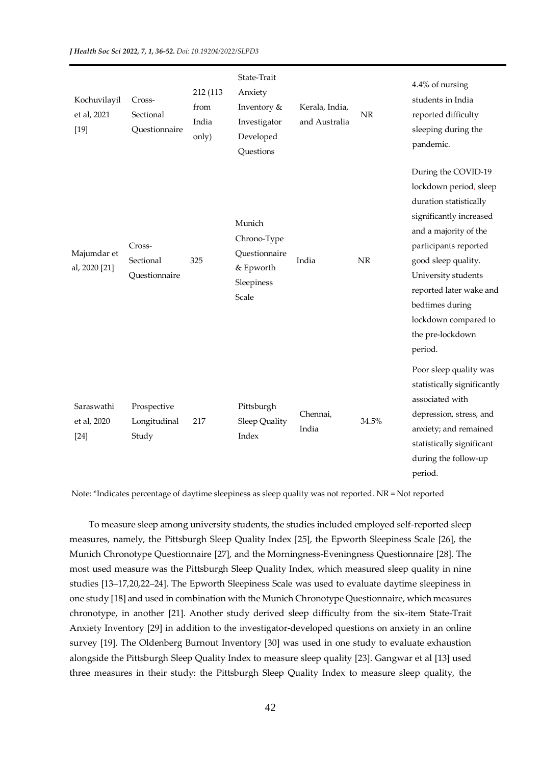| | | | | | | |
|---|---|---|---|---|---|---|
| Kochuvilayil et al, 2021 [19] | Cross-Sectional Questionnaire | 212 (113 from India only) | State-Trait Anxiety Inventory & Investigator Developed Questions | Kerala, India, and Australia | NR | 4.4% of nursing students in India reported difficulty sleeping during the pandemic. |
| Majumdar et al, 2020 [21] | Cross-Sectional Questionnaire | 325 | Munich Chrono-Type Questionnaire & Epworth Sleepiness Scale | India | NR | During the COVID-19 lockdown period, sleep duration statistically significantly increased and a majority of the participants reported good sleep quality. University students reported later wake and bedtimes during lockdown compared to the pre-lockdown period. |
| Saraswathi et al, 2020 [24] | Prospective Longitudinal Study | 217 | Pittsburgh Sleep Quality Index | Chennai, India | 34.5% | Poor sleep quality was statistically significantly associated with depression, stress, and anxiety; and remained statistically significant during the follow-up period. |

Note: *Indicates percentage of daytime sleepiness as sleep quality was not reported. NR = Not reported

To measure sleep among university students, the studies included employed self-reported sleep measures, namely, the Pittsburgh Sleep Quality Index [25], the Epworth Sleepiness Scale [26], the Munich Chronotype Questionnaire [27], and the Morningness-Eveningness Questionnaire [28]. The most used measure was the Pittsburgh Sleep Quality Index, which measured sleep quality in nine studies [13–17,20,22–24]. The Epworth Sleepiness Scale was used to evaluate daytime sleepiness in one study [18] and used in combination with the Munich Chronotype Questionnaire, which measures chronotype, in another [21]. Another study derived sleep difficulty from the six-item State-Trait Anxiety Inventory [29] in addition to the investigator-developed questions on anxiety in an online survey [19]. The Oldenberg Burnout Inventory [30] was used in one study to evaluate exhaustion alongside the Pittsburgh Sleep Quality Index to measure sleep quality [23]. Gangwar et al [13] used three measures in their study: the Pittsburgh Sleep Quality Index to measure sleep quality, the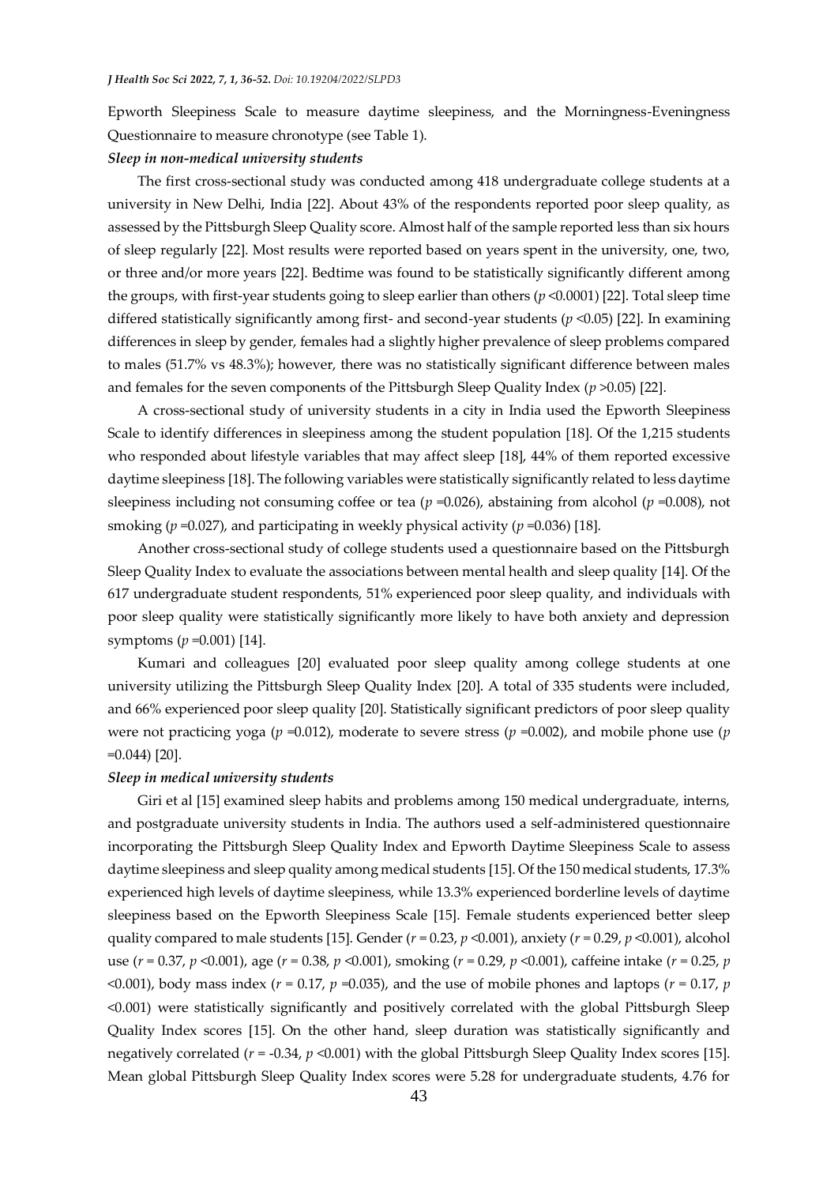Epworth Sleepiness Scale to measure daytime sleepiness, and the Morningness-Eveningness Questionnaire to measure chronotype (see Table 1).

***Sleep in non-medical university students***

The first cross-sectional study was conducted among 418 undergraduate college students at a university in New Delhi, India [22]. About 43% of the respondents reported poor sleep quality, as assessed by the Pittsburgh Sleep Quality score. Almost half of the sample reported less than six hours of sleep regularly [22]. Most results were reported based on years spent in the university, one, two, or three and/or more years [22]. Bedtime was found to be statistically significantly different among the groups, with first-year students going to sleep earlier than others ($p < 0.0001$) [22]. Total sleep time differed statistically significantly among first- and second-year students ($p < 0.05$) [22]. In examining differences in sleep by gender, females had a slightly higher prevalence of sleep problems compared to males (51.7% vs 48.3%); however, there was no statistically significant difference between males and females for the seven components of the Pittsburgh Sleep Quality Index ($p > 0.05$) [22].

A cross-sectional study of university students in a city in India used the Epworth Sleepiness Scale to identify differences in sleepiness among the student population [18]. Of the 1,215 students who responded about lifestyle variables that may affect sleep [18], 44% of them reported excessive daytime sleepiness [18]. The following variables were statistically significantly related to less daytime sleepiness including not consuming coffee or tea ($p = 0.026$), abstaining from alcohol ($p = 0.008$), not smoking ($p = 0.027$), and participating in weekly physical activity ($p = 0.036$) [18].

Another cross-sectional study of college students used a questionnaire based on the Pittsburgh Sleep Quality Index to evaluate the associations between mental health and sleep quality [14]. Of the 617 undergraduate student respondents, 51% experienced poor sleep quality, and individuals with poor sleep quality were statistically significantly more likely to have both anxiety and depression symptoms ($p = 0.001$) [14].

Kumari and colleagues [20] evaluated poor sleep quality among college students at one university utilizing the Pittsburgh Sleep Quality Index [20]. A total of 335 students were included, and 66% experienced poor sleep quality [20]. Statistically significant predictors of poor sleep quality were not practicing yoga ($p = 0.012$), moderate to severe stress ($p = 0.002$), and mobile phone use ($p = 0.044$) [20].

***Sleep in medical university students***

Giri et al [15] examined sleep habits and problems among 150 medical undergraduate, interns, and postgraduate university students in India. The authors used a self-administered questionnaire incorporating the Pittsburgh Sleep Quality Index and Epworth Daytime Sleepiness Scale to assess daytime sleepiness and sleep quality among medical students [15]. Of the 150 medical students, 17.3% experienced high levels of daytime sleepiness, while 13.3% experienced borderline levels of daytime sleepiness based on the Epworth Sleepiness Scale [15]. Female students experienced better sleep quality compared to male students [15]. Gender ($r = 0.23$, $p < 0.001$), anxiety ($r = 0.29$, $p < 0.001$), alcohol use ($r = 0.37$, $p < 0.001$), age ($r = 0.38$, $p < 0.001$), smoking ($r = 0.29$, $p < 0.001$), caffeine intake ($r = 0.25$, $p < 0.001$), body mass index ($r = 0.17$, $p = 0.035$), and the use of mobile phones and laptops ($r = 0.17$, $p < 0.001$) were statistically significantly and positively correlated with the global Pittsburgh Sleep Quality Index scores [15]. On the other hand, sleep duration was statistically significantly and negatively correlated ($r = -0.34$, $p < 0.001$) with the global Pittsburgh Sleep Quality Index scores [15]. Mean global Pittsburgh Sleep Quality Index scores were 5.28 for undergraduate students, 4.76 for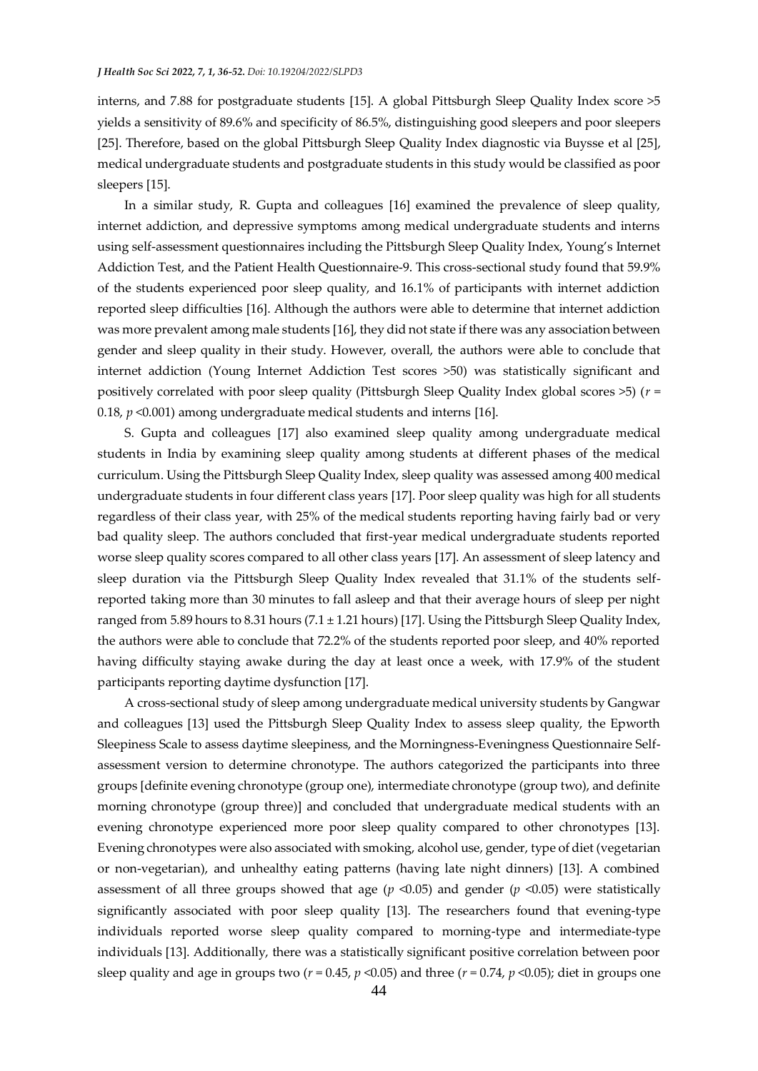interns, and 7.88 for postgraduate students [15]. A global Pittsburgh Sleep Quality Index score >5 yields a sensitivity of 89.6% and specificity of 86.5%, distinguishing good sleepers and poor sleepers [25]. Therefore, based on the global Pittsburgh Sleep Quality Index diagnostic via Buysse et al [25], medical undergraduate students and postgraduate students in this study would be classified as poor sleepers [15].

In a similar study, R. Gupta and colleagues [16] examined the prevalence of sleep quality, internet addiction, and depressive symptoms among medical undergraduate students and interns using self-assessment questionnaires including the Pittsburgh Sleep Quality Index, Young's Internet Addiction Test, and the Patient Health Questionnaire-9. This cross-sectional study found that 59.9% of the students experienced poor sleep quality, and 16.1% of participants with internet addiction reported sleep difficulties [16]. Although the authors were able to determine that internet addiction was more prevalent among male students [16], they did not state if there was any association between gender and sleep quality in their study. However, overall, the authors were able to conclude that internet addiction (Young Internet Addiction Test scores >50) was statistically significant and positively correlated with poor sleep quality (Pittsburgh Sleep Quality Index global scores >5) ($r$ = 0.18, $p$ <0.001) among undergraduate medical students and interns [16].

S. Gupta and colleagues [17] also examined sleep quality among undergraduate medical students in India by examining sleep quality among students at different phases of the medical curriculum. Using the Pittsburgh Sleep Quality Index, sleep quality was assessed among 400 medical undergraduate students in four different class years [17]. Poor sleep quality was high for all students regardless of their class year, with 25% of the medical students reporting having fairly bad or very bad quality sleep. The authors concluded that first-year medical undergraduate students reported worse sleep quality scores compared to all other class years [17]. An assessment of sleep latency and sleep duration via the Pittsburgh Sleep Quality Index revealed that 31.1% of the students self-reported taking more than 30 minutes to fall asleep and that their average hours of sleep per night ranged from 5.89 hours to 8.31 hours (7.1 ± 1.21 hours) [17]. Using the Pittsburgh Sleep Quality Index, the authors were able to conclude that 72.2% of the students reported poor sleep, and 40% reported having difficulty staying awake during the day at least once a week, with 17.9% of the student participants reporting daytime dysfunction [17].

A cross-sectional study of sleep among undergraduate medical university students by Gangwar and colleagues [13] used the Pittsburgh Sleep Quality Index to assess sleep quality, the Epworth Sleepiness Scale to assess daytime sleepiness, and the Morningness-Eveningness Questionnaire Self-assessment version to determine chronotype. The authors categorized the participants into three groups [definite evening chronotype (group one), intermediate chronotype (group two), and definite morning chronotype (group three)] and concluded that undergraduate medical students with an evening chronotype experienced more poor sleep quality compared to other chronotypes [13]. Evening chronotypes were also associated with smoking, alcohol use, gender, type of diet (vegetarian or non-vegetarian), and unhealthy eating patterns (having late night dinners) [13]. A combined assessment of all three groups showed that age ($p$ <0.05) and gender ($p$ <0.05) were statistically significantly associated with poor sleep quality [13]. The researchers found that evening-type individuals reported worse sleep quality compared to morning-type and intermediate-type individuals [13]. Additionally, there was a statistically significant positive correlation between poor sleep quality and age in groups two ($r$ = 0.45, $p$ <0.05) and three ($r$ = 0.74, $p$ <0.05); diet in groups one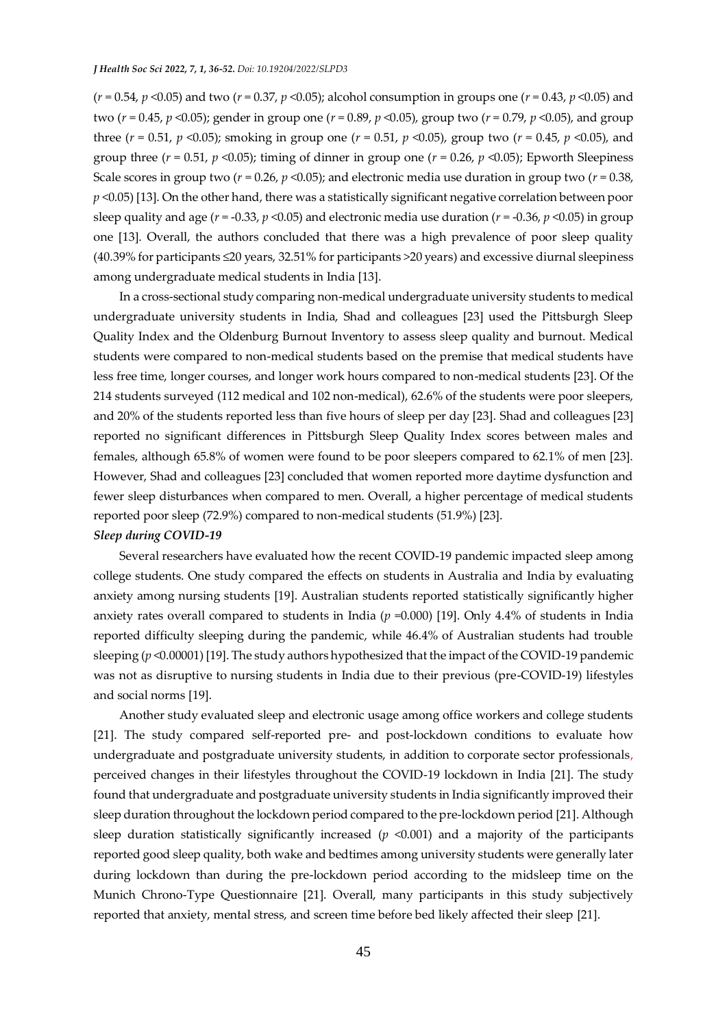($r = 0.54$, $p < 0.05$) and two ($r = 0.37$, $p < 0.05$); alcohol consumption in groups one ($r = 0.43$, $p < 0.05$) and two ($r = 0.45$, $p < 0.05$); gender in group one ($r = 0.89$, $p < 0.05$), group two ($r = 0.79$, $p < 0.05$), and group three ($r = 0.51$, $p < 0.05$); smoking in group one ($r = 0.51$, $p < 0.05$), group two ($r = 0.45$, $p < 0.05$), and group three ($r = 0.51$, $p < 0.05$); timing of dinner in group one ($r = 0.26$, $p < 0.05$); Epworth Sleepiness Scale scores in group two ($r = 0.26$, $p < 0.05$); and electronic media use duration in group two ($r = 0.38$, $p < 0.05$) [13]. On the other hand, there was a statistically significant negative correlation between poor sleep quality and age ($r = -0.33$, $p < 0.05$) and electronic media use duration ($r = -0.36$, $p < 0.05$) in group one [13]. Overall, the authors concluded that there was a high prevalence of poor sleep quality (40.39% for participants ≤20 years, 32.51% for participants >20 years) and excessive diurnal sleepiness among undergraduate medical students in India [13].

In a cross-sectional study comparing non-medical undergraduate university students to medical undergraduate university students in India, Shad and colleagues [23] used the Pittsburgh Sleep Quality Index and the Oldenburg Burnout Inventory to assess sleep quality and burnout. Medical students were compared to non-medical students based on the premise that medical students have less free time, longer courses, and longer work hours compared to non-medical students [23]. Of the 214 students surveyed (112 medical and 102 non-medical), 62.6% of the students were poor sleepers, and 20% of the students reported less than five hours of sleep per day [23]. Shad and colleagues [23] reported no significant differences in Pittsburgh Sleep Quality Index scores between males and females, although 65.8% of women were found to be poor sleepers compared to 62.1% of men [23]. However, Shad and colleagues [23] concluded that women reported more daytime dysfunction and fewer sleep disturbances when compared to men. Overall, a higher percentage of medical students reported poor sleep (72.9%) compared to non-medical students (51.9%) [23].

***Sleep during COVID-19***

Several researchers have evaluated how the recent COVID-19 pandemic impacted sleep among college students. One study compared the effects on students in Australia and India by evaluating anxiety among nursing students [19]. Australian students reported statistically significantly higher anxiety rates overall compared to students in India ($p = 0.000$) [19]. Only 4.4% of students in India reported difficulty sleeping during the pandemic, while 46.4% of Australian students had trouble sleeping ($p < 0.00001$) [19]. The study authors hypothesized that the impact of the COVID-19 pandemic was not as disruptive to nursing students in India due to their previous (pre-COVID-19) lifestyles and social norms [19].

Another study evaluated sleep and electronic usage among office workers and college students [21]. The study compared self-reported pre- and post-lockdown conditions to evaluate how undergraduate and postgraduate university students, in addition to corporate sector professionals, perceived changes in their lifestyles throughout the COVID-19 lockdown in India [21]. The study found that undergraduate and postgraduate university students in India significantly improved their sleep duration throughout the lockdown period compared to the pre-lockdown period [21]. Although sleep duration statistically significantly increased ($p < 0.001$) and a majority of the participants reported good sleep quality, both wake and bedtimes among university students were generally later during lockdown than during the pre-lockdown period according to the midsleep time on the Munich Chrono-Type Questionnaire [21]. Overall, many participants in this study subjectively reported that anxiety, mental stress, and screen time before bed likely affected their sleep [21].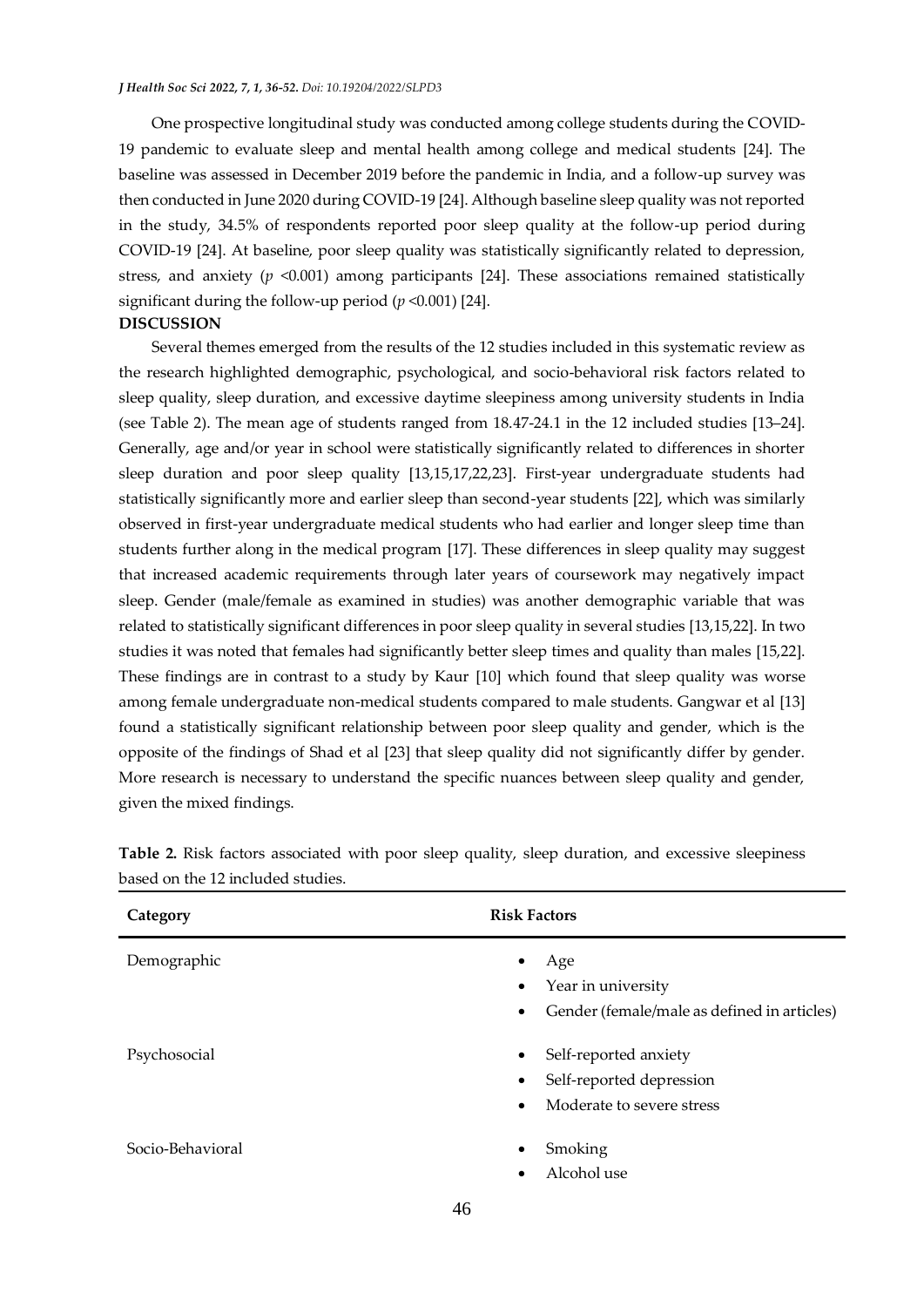One prospective longitudinal study was conducted among college students during the COVID-19 pandemic to evaluate sleep and mental health among college and medical students [24]. The baseline was assessed in December 2019 before the pandemic in India, and a follow-up survey was then conducted in June 2020 during COVID-19 [24]. Although baseline sleep quality was not reported in the study, 34.5% of respondents reported poor sleep quality at the follow-up period during COVID-19 [24]. At baseline, poor sleep quality was statistically significantly related to depression, stress, and anxiety ($p$ <0.001) among participants [24]. These associations remained statistically significant during the follow-up period ($p$ <0.001) [24].

## DISCUSSION

Several themes emerged from the results of the 12 studies included in this systematic review as the research highlighted demographic, psychological, and socio-behavioral risk factors related to sleep quality, sleep duration, and excessive daytime sleepiness among university students in India (see Table 2). The mean age of students ranged from 18.47-24.1 in the 12 included studies [13–24]. Generally, age and/or year in school were statistically significantly related to differences in shorter sleep duration and poor sleep quality [13,15,17,22,23]. First-year undergraduate students had statistically significantly more and earlier sleep than second-year students [22], which was similarly observed in first-year undergraduate medical students who had earlier and longer sleep time than students further along in the medical program [17]. These differences in sleep quality may suggest that increased academic requirements through later years of coursework may negatively impact sleep. Gender (male/female as examined in studies) was another demographic variable that was related to statistically significant differences in poor sleep quality in several studies [13,15,22]. In two studies it was noted that females had significantly better sleep times and quality than males [15,22]. These findings are in contrast to a study by Kaur [10] which found that sleep quality was worse among female undergraduate non-medical students compared to male students. Gangwar et al [13] found a statistically significant relationship between poor sleep quality and gender, which is the opposite of the findings of Shad et al [23] that sleep quality did not significantly differ by gender. More research is necessary to understand the specific nuances between sleep quality and gender, given the mixed findings.

**Table 2.** Risk factors associated with poor sleep quality, sleep duration, and excessive sleepiness based on the 12 included studies.

| Category | Risk Factors |
|---|---|
| Demographic | • Age<br>• Year in university<br>• Gender (female/male as defined in articles) |
| Psychosocial | • Self-reported anxiety<br>• Self-reported depression<br>• Moderate to severe stress |
| Socio-Behavioral | • Smoking<br>• Alcohol use |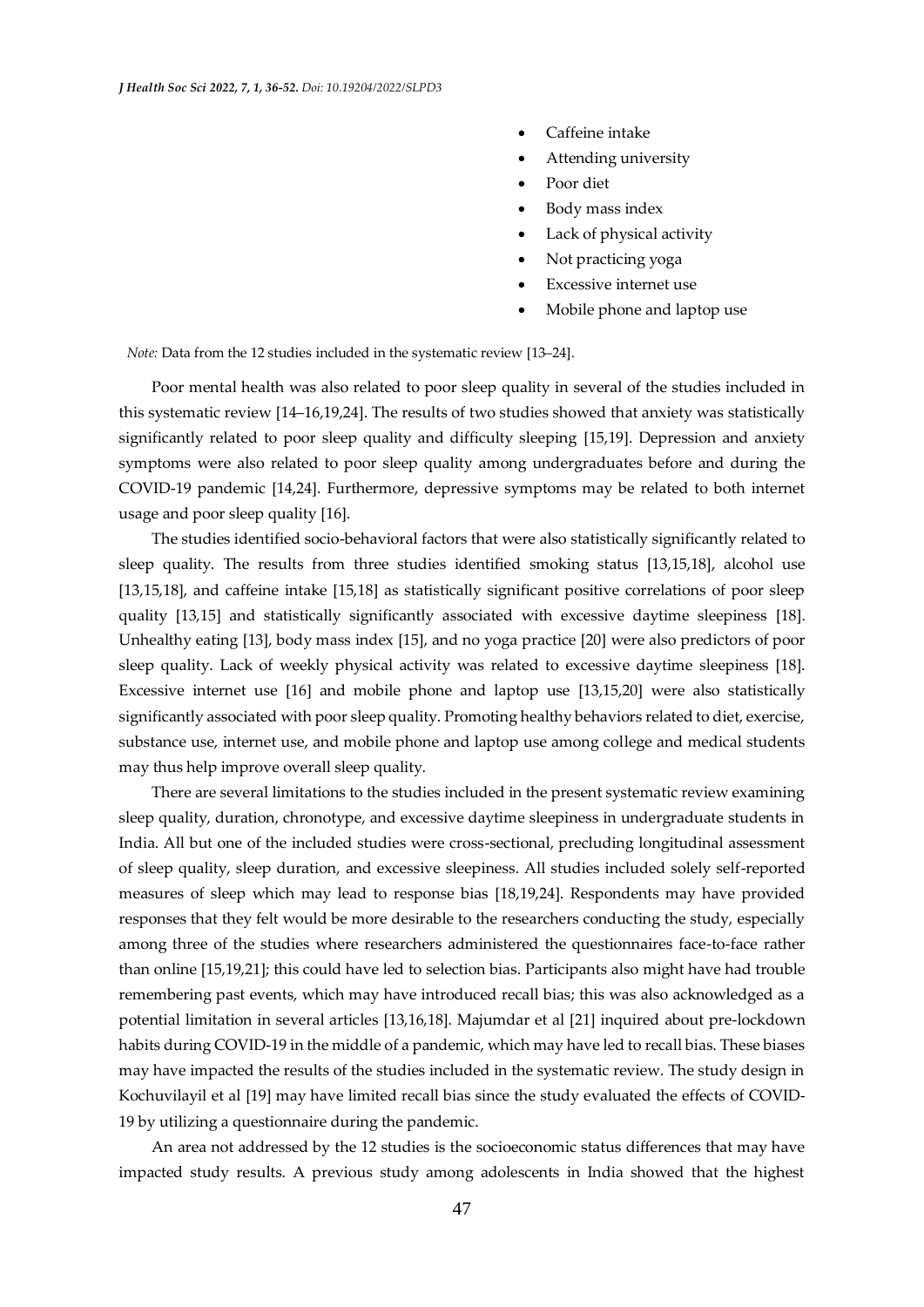- Caffeine intake
- Attending university
- Poor diet
- Body mass index
- Lack of physical activity
- Not practicing yoga
- Excessive internet use
- Mobile phone and laptop use

*Note:* Data from the 12 studies included in the systematic review [13–24].

Poor mental health was also related to poor sleep quality in several of the studies included in this systematic review [14–16,19,24]. The results of two studies showed that anxiety was statistically significantly related to poor sleep quality and difficulty sleeping [15,19]. Depression and anxiety symptoms were also related to poor sleep quality among undergraduates before and during the COVID-19 pandemic [14,24]. Furthermore, depressive symptoms may be related to both internet usage and poor sleep quality [16].

The studies identified socio-behavioral factors that were also statistically significantly related to sleep quality. The results from three studies identified smoking status [13,15,18], alcohol use [13,15,18], and caffeine intake [15,18] as statistically significant positive correlations of poor sleep quality [13,15] and statistically significantly associated with excessive daytime sleepiness [18]. Unhealthy eating [13], body mass index [15], and no yoga practice [20] were also predictors of poor sleep quality. Lack of weekly physical activity was related to excessive daytime sleepiness [18]. Excessive internet use [16] and mobile phone and laptop use [13,15,20] were also statistically significantly associated with poor sleep quality. Promoting healthy behaviors related to diet, exercise, substance use, internet use, and mobile phone and laptop use among college and medical students may thus help improve overall sleep quality.

There are several limitations to the studies included in the present systematic review examining sleep quality, duration, chronotype, and excessive daytime sleepiness in undergraduate students in India. All but one of the included studies were cross-sectional, precluding longitudinal assessment of sleep quality, sleep duration, and excessive sleepiness. All studies included solely self-reported measures of sleep which may lead to response bias [18,19,24]. Respondents may have provided responses that they felt would be more desirable to the researchers conducting the study, especially among three of the studies where researchers administered the questionnaires face-to-face rather than online [15,19,21]; this could have led to selection bias. Participants also might have had trouble remembering past events, which may have introduced recall bias; this was also acknowledged as a potential limitation in several articles [13,16,18]. Majumdar et al [21] inquired about pre-lockdown habits during COVID-19 in the middle of a pandemic, which may have led to recall bias. These biases may have impacted the results of the studies included in the systematic review. The study design in Kochuvilayil et al [19] may have limited recall bias since the study evaluated the effects of COVID-19 by utilizing a questionnaire during the pandemic.

An area not addressed by the 12 studies is the socioeconomic status differences that may have impacted study results. A previous study among adolescents in India showed that the highest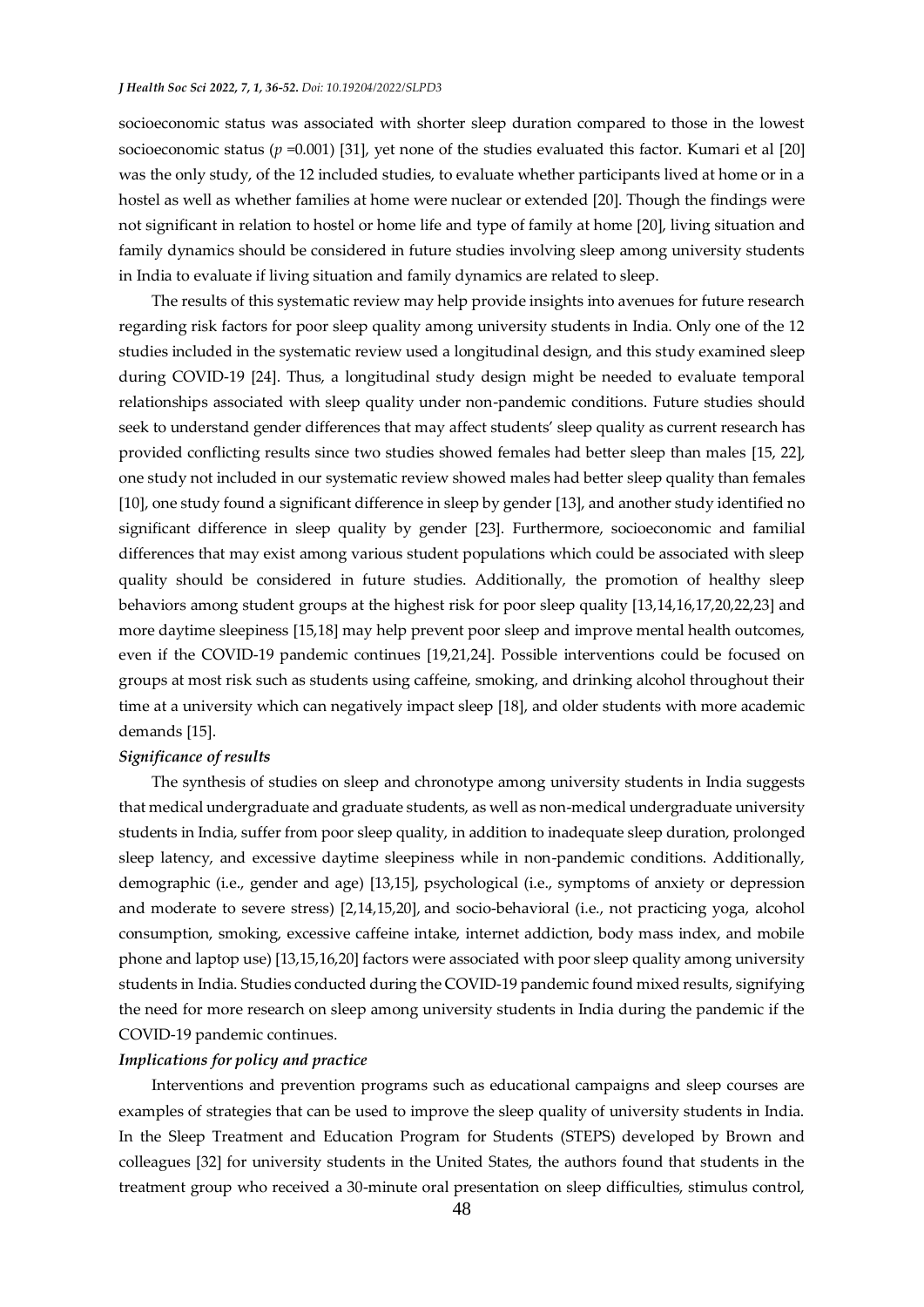socioeconomic status was associated with shorter sleep duration compared to those in the lowest socioeconomic status ($p$ =0.001) [31], yet none of the studies evaluated this factor. Kumari et al [20] was the only study, of the 12 included studies, to evaluate whether participants lived at home or in a hostel as well as whether families at home were nuclear or extended [20]. Though the findings were not significant in relation to hostel or home life and type of family at home [20], living situation and family dynamics should be considered in future studies involving sleep among university students in India to evaluate if living situation and family dynamics are related to sleep.

The results of this systematic review may help provide insights into avenues for future research regarding risk factors for poor sleep quality among university students in India. Only one of the 12 studies included in the systematic review used a longitudinal design, and this study examined sleep during COVID-19 [24]. Thus, a longitudinal study design might be needed to evaluate temporal relationships associated with sleep quality under non-pandemic conditions. Future studies should seek to understand gender differences that may affect students' sleep quality as current research has provided conflicting results since two studies showed females had better sleep than males [15, 22], one study not included in our systematic review showed males had better sleep quality than females [10], one study found a significant difference in sleep by gender [13], and another study identified no significant difference in sleep quality by gender [23]. Furthermore, socioeconomic and familial differences that may exist among various student populations which could be associated with sleep quality should be considered in future studies. Additionally, the promotion of healthy sleep behaviors among student groups at the highest risk for poor sleep quality [13,14,16,17,20,22,23] and more daytime sleepiness [15,18] may help prevent poor sleep and improve mental health outcomes, even if the COVID-19 pandemic continues [19,21,24]. Possible interventions could be focused on groups at most risk such as students using caffeine, smoking, and drinking alcohol throughout their time at a university which can negatively impact sleep [18], and older students with more academic demands [15].

*Significance of results*

The synthesis of studies on sleep and chronotype among university students in India suggests that medical undergraduate and graduate students, as well as non-medical undergraduate university students in India, suffer from poor sleep quality, in addition to inadequate sleep duration, prolonged sleep latency, and excessive daytime sleepiness while in non-pandemic conditions. Additionally, demographic (i.e., gender and age) [13,15], psychological (i.e., symptoms of anxiety or depression and moderate to severe stress) [2,14,15,20], and socio-behavioral (i.e., not practicing yoga, alcohol consumption, smoking, excessive caffeine intake, internet addiction, body mass index, and mobile phone and laptop use) [13,15,16,20] factors were associated with poor sleep quality among university students in India. Studies conducted during the COVID-19 pandemic found mixed results, signifying the need for more research on sleep among university students in India during the pandemic if the COVID-19 pandemic continues.

*Implications for policy and practice*

Interventions and prevention programs such as educational campaigns and sleep courses are examples of strategies that can be used to improve the sleep quality of university students in India. In the Sleep Treatment and Education Program for Students (STEPS) developed by Brown and colleagues [32] for university students in the United States, the authors found that students in the treatment group who received a 30-minute oral presentation on sleep difficulties, stimulus control,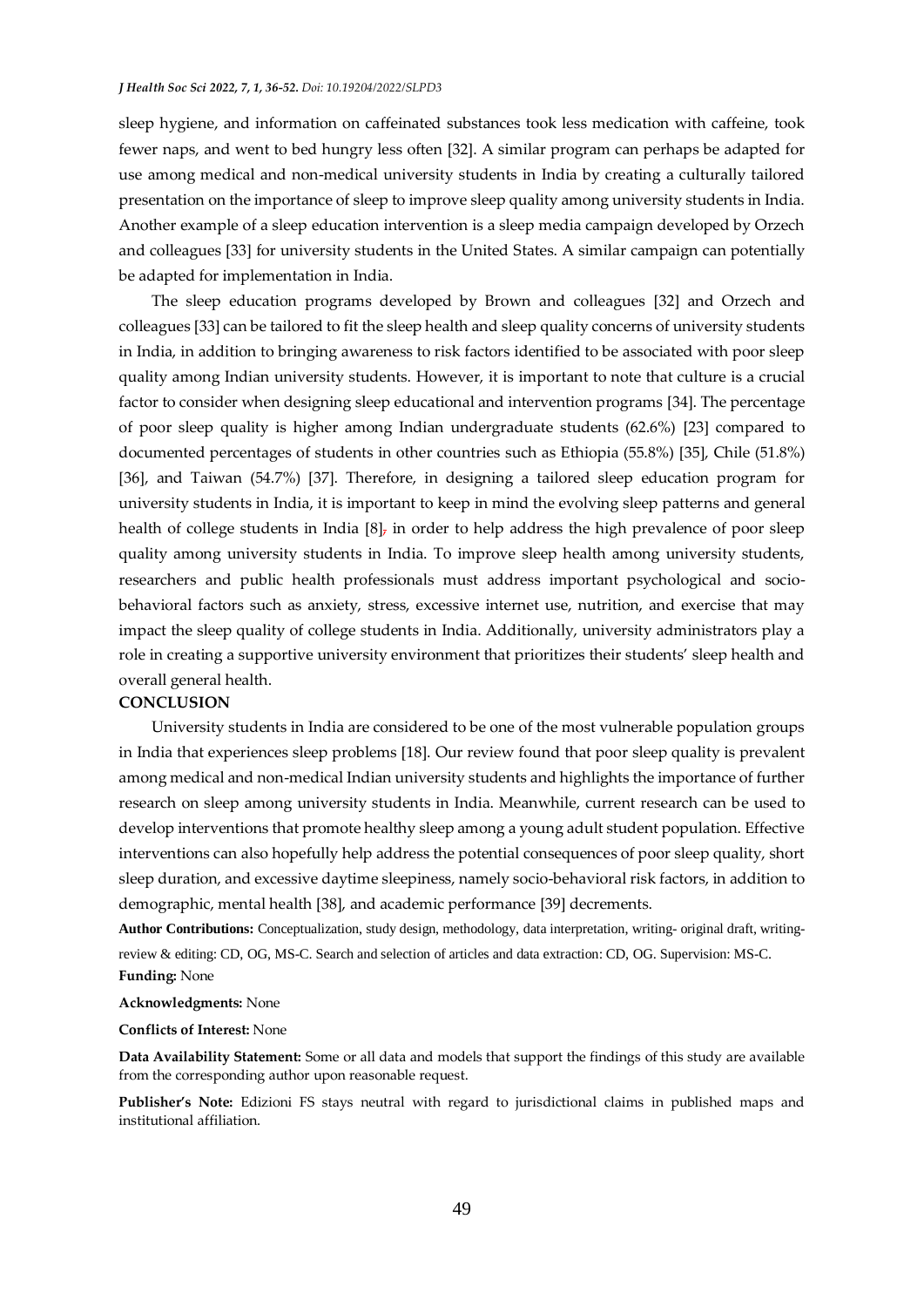sleep hygiene, and information on caffeinated substances took less medication with caffeine, took fewer naps, and went to bed hungry less often [32]. A similar program can perhaps be adapted for use among medical and non-medical university students in India by creating a culturally tailored presentation on the importance of sleep to improve sleep quality among university students in India. Another example of a sleep education intervention is a sleep media campaign developed by Orzech and colleagues [33] for university students in the United States. A similar campaign can potentially be adapted for implementation in India.

The sleep education programs developed by Brown and colleagues [32] and Orzech and colleagues [33] can be tailored to fit the sleep health and sleep quality concerns of university students in India, in addition to bringing awareness to risk factors identified to be associated with poor sleep quality among Indian university students. However, it is important to note that culture is a crucial factor to consider when designing sleep educational and intervention programs [34]. The percentage of poor sleep quality is higher among Indian undergraduate students (62.6%) [23] compared to documented percentages of students in other countries such as Ethiopia (55.8%) [35], Chile (51.8%) [36], and Taiwan (54.7%) [37]. Therefore, in designing a tailored sleep education program for university students in India, it is important to keep in mind the evolving sleep patterns and general health of college students in India [8], in order to help address the high prevalence of poor sleep quality among university students in India. To improve sleep health among university students, researchers and public health professionals must address important psychological and socio-behavioral factors such as anxiety, stress, excessive internet use, nutrition, and exercise that may impact the sleep quality of college students in India. Additionally, university administrators play a role in creating a supportive university environment that prioritizes their students' sleep health and overall general health.

## CONCLUSION

University students in India are considered to be one of the most vulnerable population groups in India that experiences sleep problems [18]. Our review found that poor sleep quality is prevalent among medical and non-medical Indian university students and highlights the importance of further research on sleep among university students in India. Meanwhile, current research can be used to develop interventions that promote healthy sleep among a young adult student population. Effective interventions can also hopefully help address the potential consequences of poor sleep quality, short sleep duration, and excessive daytime sleepiness, namely socio-behavioral risk factors, in addition to demographic, mental health [38], and academic performance [39] decrements.

**Author Contributions:** Conceptualization, study design, methodology, data interpretation, writing- original draft, writing-review & editing: CD, OG, MS-C. Search and selection of articles and data extraction: CD, OG. Supervision: MS-C.

**Funding:** None

**Acknowledgments:** None

**Conflicts of Interest:** None

**Data Availability Statement:** Some or all data and models that support the findings of this study are available from the corresponding author upon reasonable request.

**Publisher's Note:** Edizioni FS stays neutral with regard to jurisdictional claims in published maps and institutional affiliation.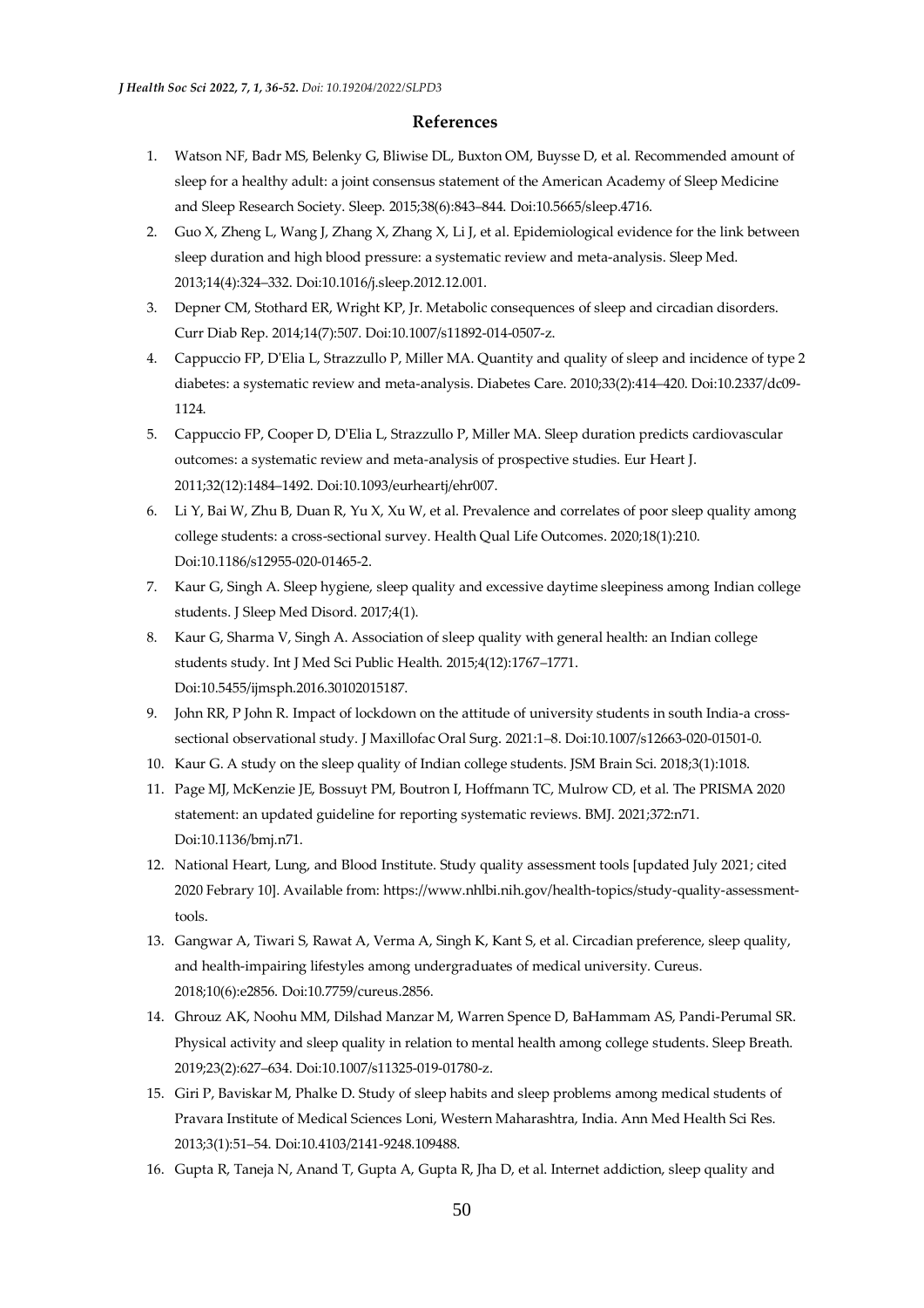## References

1. Watson NF, Badr MS, Belenky G, Bliwise DL, Buxton OM, Buysse D, et al. Recommended amount of sleep for a healthy adult: a joint consensus statement of the American Academy of Sleep Medicine and Sleep Research Society. Sleep. 2015;38(6):843–844. Doi:10.5665/sleep.4716.
2. Guo X, Zheng L, Wang J, Zhang X, Zhang X, Li J, et al. Epidemiological evidence for the link between sleep duration and high blood pressure: a systematic review and meta-analysis. Sleep Med. 2013;14(4):324–332. Doi:10.1016/j.sleep.2012.12.001.
3. Depner CM, Stothard ER, Wright KP, Jr. Metabolic consequences of sleep and circadian disorders. Curr Diab Rep. 2014;14(7):507. Doi:10.1007/s11892-014-0507-z.
4. Cappuccio FP, D'Elia L, Strazzullo P, Miller MA. Quantity and quality of sleep and incidence of type 2 diabetes: a systematic review and meta-analysis. Diabetes Care. 2010;33(2):414–420. Doi:10.2337/dc09-1124.
5. Cappuccio FP, Cooper D, D'Elia L, Strazzullo P, Miller MA. Sleep duration predicts cardiovascular outcomes: a systematic review and meta-analysis of prospective studies. Eur Heart J. 2011;32(12):1484–1492. Doi:10.1093/eurheartj/ehr007.
6. Li Y, Bai W, Zhu B, Duan R, Yu X, Xu W, et al. Prevalence and correlates of poor sleep quality among college students: a cross-sectional survey. Health Qual Life Outcomes. 2020;18(1):210. Doi:10.1186/s12955-020-01465-2.
7. Kaur G, Singh A. Sleep hygiene, sleep quality and excessive daytime sleepiness among Indian college students. J Sleep Med Disord. 2017;4(1).
8. Kaur G, Sharma V, Singh A. Association of sleep quality with general health: an Indian college students study. Int J Med Sci Public Health. 2015;4(12):1767–1771. Doi:10.5455/ijmsph.2016.30102015187.
9. John RR, P John R. Impact of lockdown on the attitude of university students in south India-a cross-sectional observational study. J Maxillofac Oral Surg. 2021:1–8. Doi:10.1007/s12663-020-01501-0.
10. Kaur G. A study on the sleep quality of Indian college students. JSM Brain Sci. 2018;3(1):1018.
11. Page MJ, McKenzie JE, Bossuyt PM, Boutron I, Hoffmann TC, Mulrow CD, et al. The PRISMA 2020 statement: an updated guideline for reporting systematic reviews. BMJ. 2021;372:n71. Doi:10.1136/bmj.n71.
12. National Heart, Lung, and Blood Institute. Study quality assessment tools [updated July 2021; cited 2020 Febrary 10]. Available from: https://www.nhlbi.nih.gov/health-topics/study-quality-assessment-tools.
13. Gangwar A, Tiwari S, Rawat A, Verma A, Singh K, Kant S, et al. Circadian preference, sleep quality, and health-impairing lifestyles among undergraduates of medical university. Cureus. 2018;10(6):e2856. Doi:10.7759/cureus.2856.
14. Ghrouz AK, Noohu MM, Dilshad Manzar M, Warren Spence D, BaHammam AS, Pandi-Perumal SR. Physical activity and sleep quality in relation to mental health among college students. Sleep Breath. 2019;23(2):627–634. Doi:10.1007/s11325-019-01780-z.
15. Giri P, Baviskar M, Phalke D. Study of sleep habits and sleep problems among medical students of Pravara Institute of Medical Sciences Loni, Western Maharashtra, India. Ann Med Health Sci Res. 2013;3(1):51–54. Doi:10.4103/2141-9248.109488.
16. Gupta R, Taneja N, Anand T, Gupta A, Gupta R, Jha D, et al. Internet addiction, sleep quality and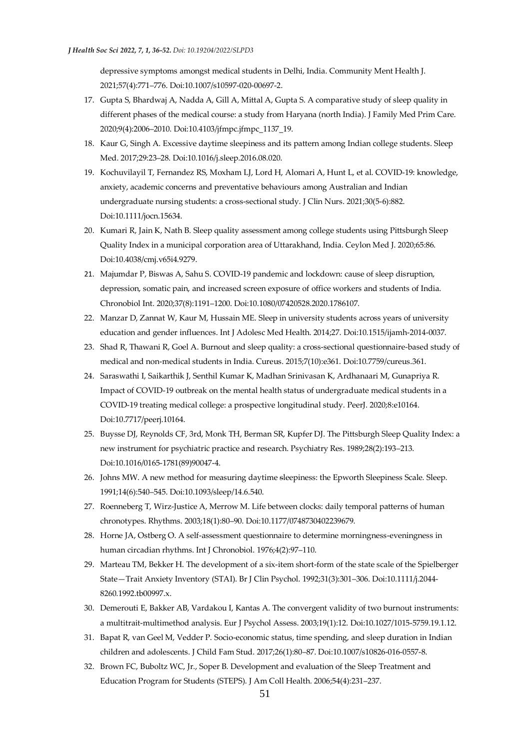depressive symptoms amongst medical students in Delhi, India. Community Ment Health J. 2021;57(4):771–776. Doi:10.1007/s10597-020-00697-2.

17. Gupta S, Bhardwaj A, Nadda A, Gill A, Mittal A, Gupta S. A comparative study of sleep quality in different phases of the medical course: a study from Haryana (north India). J Family Med Prim Care. 2020;9(4):2006–2010. Doi:10.4103/jfmpc.jfmpc_1137_19.
18. Kaur G, Singh A. Excessive daytime sleepiness and its pattern among Indian college students. Sleep Med. 2017;29:23–28. Doi:10.1016/j.sleep.2016.08.020.
19. Kochuvilayil T, Fernandez RS, Moxham LJ, Lord H, Alomari A, Hunt L, et al. COVID-19: knowledge, anxiety, academic concerns and preventative behaviours among Australian and Indian undergraduate nursing students: a cross-sectional study. J Clin Nurs. 2021;30(5-6):882. Doi:10.1111/jocn.15634.
20. Kumari R, Jain K, Nath B. Sleep quality assessment among college students using Pittsburgh Sleep Quality Index in a municipal corporation area of Uttarakhand, India. Ceylon Med J. 2020;65:86. Doi:10.4038/cmj.v65i4.9279.
21. Majumdar P, Biswas A, Sahu S. COVID-19 pandemic and lockdown: cause of sleep disruption, depression, somatic pain, and increased screen exposure of office workers and students of India. Chronobiol Int. 2020;37(8):1191–1200. Doi:10.1080/07420528.2020.1786107.
22. Manzar D, Zannat W, Kaur M, Hussain ME. Sleep in university students across years of university education and gender influences. Int J Adolesc Med Health. 2014;27. Doi:10.1515/ijamh-2014-0037.
23. Shad R, Thawani R, Goel A. Burnout and sleep quality: a cross-sectional questionnaire-based study of medical and non-medical students in India. Cureus. 2015;7(10):e361. Doi:10.7759/cureus.361.
24. Saraswathi I, Saikarthik J, Senthil Kumar K, Madhan Srinivasan K, Ardhanaari M, Gunapriya R. Impact of COVID-19 outbreak on the mental health status of undergraduate medical students in a COVID-19 treating medical college: a prospective longitudinal study. PeerJ. 2020;8:e10164. Doi:10.7717/peerj.10164.
25. Buysse DJ, Reynolds CF, 3rd, Monk TH, Berman SR, Kupfer DJ. The Pittsburgh Sleep Quality Index: a new instrument for psychiatric practice and research. Psychiatry Res. 1989;28(2):193–213. Doi:10.1016/0165-1781(89)90047-4.
26. Johns MW. A new method for measuring daytime sleepiness: the Epworth Sleepiness Scale. Sleep. 1991;14(6):540–545. Doi:10.1093/sleep/14.6.540.
27. Roenneberg T, Wirz-Justice A, Merrow M. Life between clocks: daily temporal patterns of human chronotypes. Rhythms. 2003;18(1):80–90. Doi:10.1177/0748730402239679.
28. Horne JA, Ostberg O. A self-assessment questionnaire to determine morningness-eveningness in human circadian rhythms. Int J Chronobiol. 1976;4(2):97–110.
29. Marteau TM, Bekker H. The development of a six-item short-form of the state scale of the Spielberger State—Trait Anxiety Inventory (STAI). Br J Clin Psychol. 1992;31(3):301–306. Doi:10.1111/j.2044-8260.1992.tb00997.x.
30. Demerouti E, Bakker AB, Vardakou I, Kantas A. The convergent validity of two burnout instruments: a multitrait-multimethod analysis. Eur J Psychol Assess. 2003;19(1):12. Doi:10.1027/1015-5759.19.1.12.
31. Bapat R, van Geel M, Vedder P. Socio-economic status, time spending, and sleep duration in Indian children and adolescents. J Child Fam Stud. 2017;26(1):80–87. Doi:10.1007/s10826-016-0557-8.
32. Brown FC, Buboltz WC, Jr., Soper B. Development and evaluation of the Sleep Treatment and Education Program for Students (STEPS). J Am Coll Health. 2006;54(4):231–237.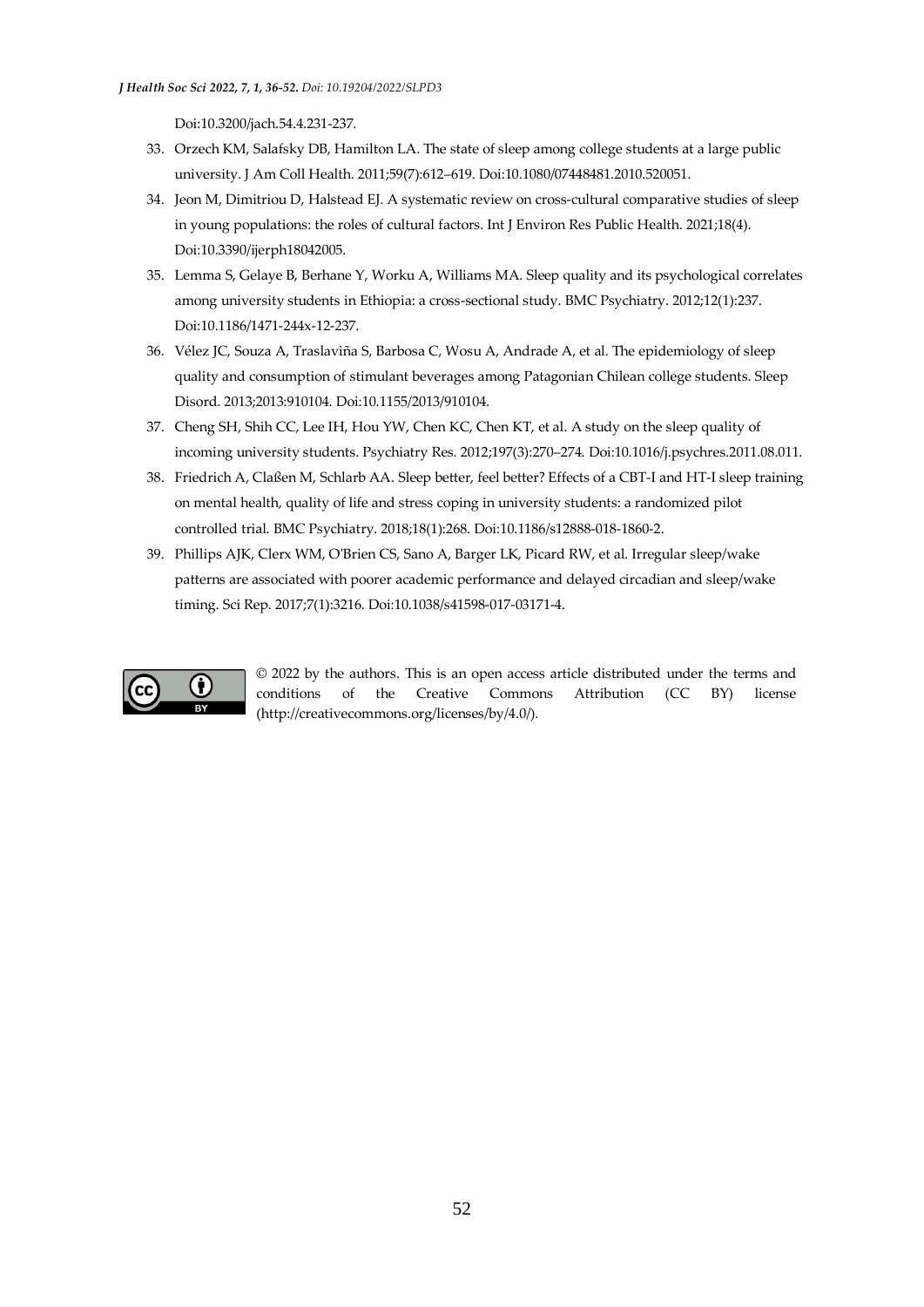Doi:10.3200/jach.54.4.231-237.

33. Orzech KM, Salafsky DB, Hamilton LA. The state of sleep among college students at a large public university. J Am Coll Health. 2011;59(7):612–619. Doi:10.1080/07448481.2010.520051.
34. Jeon M, Dimitriou D, Halstead EJ. A systematic review on cross-cultural comparative studies of sleep in young populations: the roles of cultural factors. Int J Environ Res Public Health. 2021;18(4). Doi:10.3390/ijerph18042005.
35. Lemma S, Gelaye B, Berhane Y, Worku A, Williams MA. Sleep quality and its psychological correlates among university students in Ethiopia: a cross-sectional study. BMC Psychiatry. 2012;12(1):237. Doi:10.1186/1471-244x-12-237.
36. Vélez JC, Souza A, Traslaviña S, Barbosa C, Wosu A, Andrade A, et al. The epidemiology of sleep quality and consumption of stimulant beverages among Patagonian Chilean college students. Sleep Disord. 2013;2013:910104. Doi:10.1155/2013/910104.
37. Cheng SH, Shih CC, Lee IH, Hou YW, Chen KC, Chen KT, et al. A study on the sleep quality of incoming university students. Psychiatry Res. 2012;197(3):270–274. Doi:10.1016/j.psychres.2011.08.011.
38. Friedrich A, Claßen M, Schlarb AA. Sleep better, feel better? Effects of a CBT-I and HT-I sleep training on mental health, quality of life and stress coping in university students: a randomized pilot controlled trial. BMC Psychiatry. 2018;18(1):268. Doi:10.1186/s12888-018-1860-2.
39. Phillips AJK, Clerx WM, O'Brien CS, Sano A, Barger LK, Picard RW, et al. Irregular sleep/wake patterns are associated with poorer academic performance and delayed circadian and sleep/wake timing. Sci Rep. 2017;7(1):3216. Doi:10.1038/s41598-017-03171-4.

© 2022 by the authors. This is an open access article distributed under the terms and conditions of the Creative Commons Attribution (CC BY) license (http://creativecommons.org/licenses/by/4.0/).